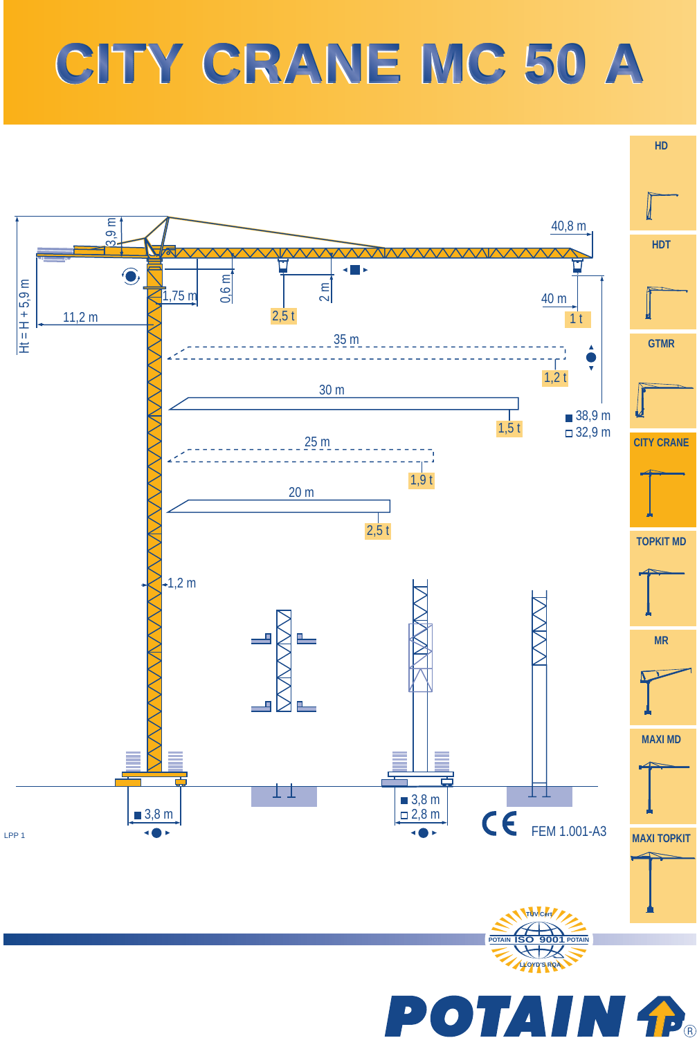# CITY CRANE MC 50 A

3,9 m

40,8 m

Ht = H + 5,9 m

1,75 m

0,6 m

2 m

2,5 t

40 m

1 t

11,2 m

35 m

1,2 t

38,9 m
32,9 m

30 m

1,5 t

25 m

1,9 t

20 m

2,5 t

1,2 m

3,8 m

3,8 m
2,8 m

FEM 1.001-A3

LPP 1

HD

HDT

GTMR

CITY CRANE

TOPKIT MD

MR

MAXI MD

MAXI TOPKIT

TÜV Cert
POTAIN ISO 9001 POTAIN
LLOYD'S RQA

POTAIN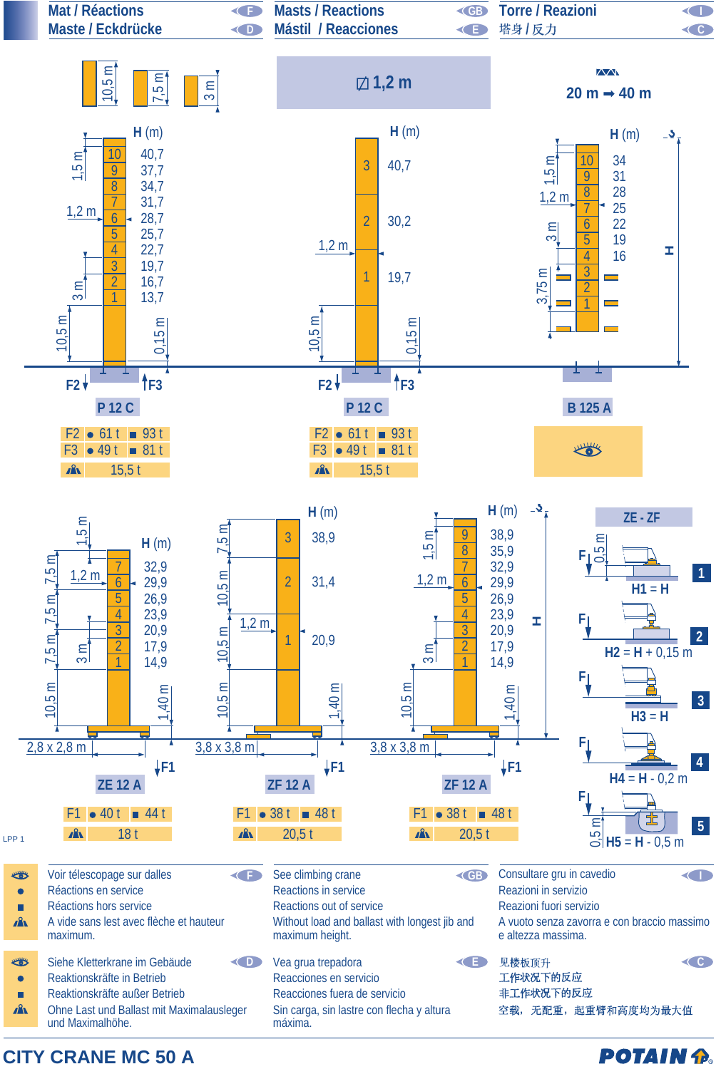# Mat / Réactions · Maste / Eckdrücke · Masts / Reactions · Mástil / Reacciones · Torre / Reazioni · 塔身 / 反力

10,5 m · 7,5 m · 3 m

⊠ 1,2 m

20 m ➡ 40 m

## P 12 C

| Segment | H (m) |
|---|---|
| 10 | 40,7 |
| 9 | 37,7 |
| 8 | 34,7 |
| 7 | 31,7 |
| 6 | 28,7 |
| 5 | 25,7 |
| 4 | 22,7 |
| 3 | 19,7 |
| 2 | 16,7 |
| 1 | 13,7 |

1,5 m · 1,2 m · 3 m · 10,5 m · 0,15 m

| | ● | ■ |
|---|---|---|
| F2 | 61 t | 93 t |
| F3 | 49 t | 81 t |
| ⚠ | 15,5 t | |

## P 12 C

| Segment | H (m) |
|---|---|
| 3 | 40,7 |
| 2 | 30,2 |
| 1 | 19,7 |

1,2 m · 10,5 m · 0,15 m

| | ● | ■ |
|---|---|---|
| F2 | 61 t | 93 t |
| F3 | 49 t | 81 t |
| ⚠ | 15,5 t | |

## B 125 A

| Segment | H (m) |
|---|---|
| 10 | 34 |
| 9 | 31 |
| 8 | 28 |
| 7 | 25 |
| 6 | 22 |
| 5 | 19 |
| 4 | 16 |
| 3 | |
| 2 | |
| 1 | |

1,5 m · 1,2 m · 3 m · 3,75 m · H

👁

## ZE 12 A

| Segment | H (m) |
|---|---|
| 7 | 32,9 |
| 6 | 29,9 |
| 5 | 26,9 |
| 4 | 23,9 |
| 3 | 20,9 |
| 2 | 17,9 |
| 1 | 14,9 |

1,5 m · 1,2 m · 7,5 m · 3 m · 10,5 m · 1,40 m · 2,8 x 2,8 m

| | ● | ■ |
|---|---|---|
| F1 | 40 t | 44 t |
| ⚠ | 18 t | |

## ZF 12 A

| Segment | H (m) |
|---|---|
| 3 | 38,9 |
| 2 | 31,4 |
| 1 | 20,9 |

7,5 m · 10,5 m · 1,2 m · 1,40 m · 3,8 x 3,8 m

| | ● | ■ |
|---|---|---|
| F1 | 38 t | 48 t |
| ⚠ | 20,5 t | |

## ZF 12 A

| Segment | H (m) |
|---|---|
| 9 | 38,9 |
| 8 | 35,9 |
| 7 | 32,9 |
| 6 | 29,9 |
| 5 | 26,9 |
| 4 | 23,9 |
| 3 | 20,9 |
| 2 | 17,9 |
| 1 | 14,9 |

1,5 m · 1,2 m · 3 m · 10,5 m · 1,40 m · 3,8 x 3,8 m · H

| | ● | ■ |
|---|---|---|
| F1 | 38 t | 48 t |
| ⚠ | 20,5 t | |

## ZE - ZF

1. H1 = H (0,5 m)
2. H2 = H + 0,15 m
3. H3 = H
4. H4 = H - 0,2 m
5. H5 = H - 0,5 m (0,5 m)

LPP 1

| | F | GB | I |
|---|---|---|---|
| 👁 | Voir télescopage sur dalles | See climbing crane | Consultare gru in cavedio |
| ● | Réactions en service | Reactions in service | Reazioni in servizio |
| ■ | Réactions hors service | Reactions out of service | Reazioni fuori servizio |
| ⚠ | A vide sans lest avec flèche et hauteur maximum. | Without load and ballast with longest jib and maximum height. | A vuoto senza zavorra e con braccio massimo e altezza massima. |

| | D | E | C |
|---|---|---|---|
| 👁 | Siehe Kletterkrane im Gebäude | Vea grua trepadora | 见楼板顶升 |
| ● | Reaktionskräfte in Betrieb | Reacciones en servicio | 工作状况下的反应 |
| ■ | Reaktionskräfte außer Betrieb | Reacciones fuera de servicio | 非工作状况下的反应 |
| ⚠ | Ohne Last und Ballast mit Maximalausleger und Maximalhöhe. | Sin carga, sin lastre con flecha y altura máxima. | 空载，无配重，起重臂和高度均为最大值 |

CITY CRANE MC 50 A

POTAIN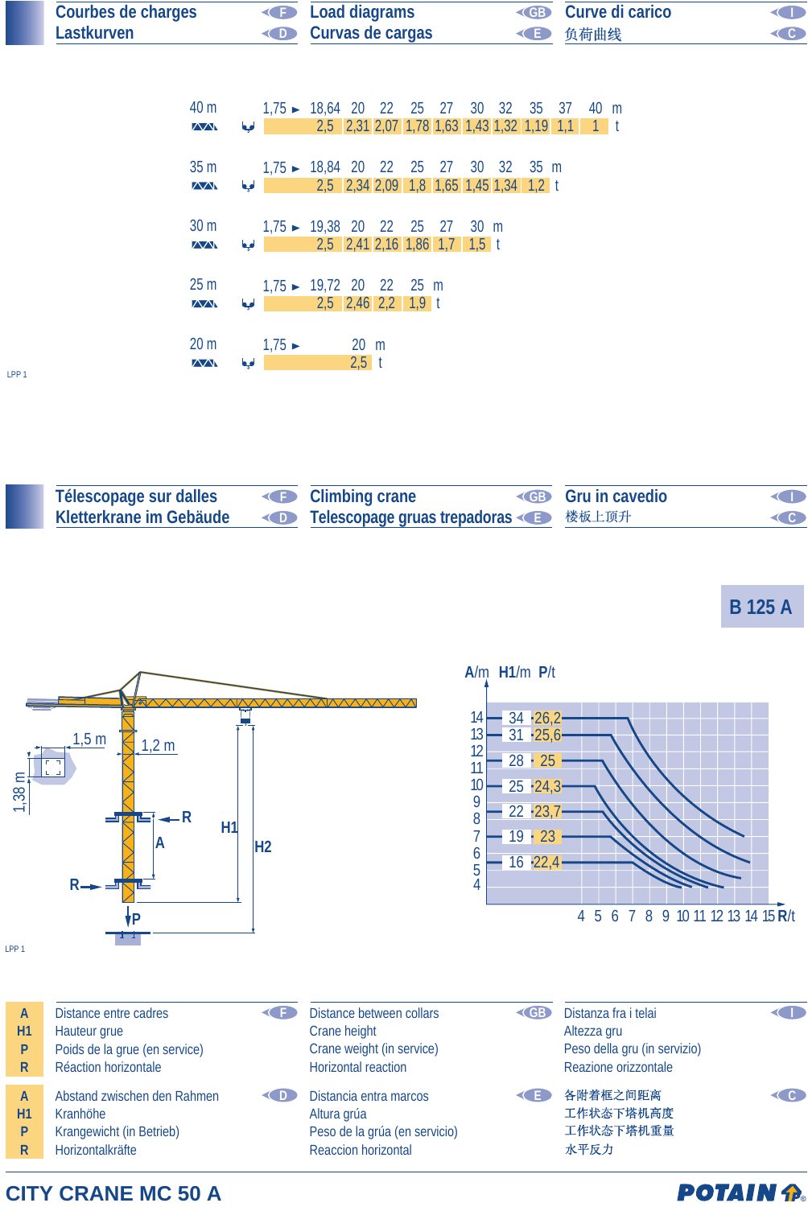## Courbes de charges / Lastkurven / Load diagrams / Curvas de cargas / Curve di carico / 负荷曲线

**40 m**

| m | 1,75 ► 18,64 | 20 | 22 | 25 | 27 | 30 | 32 | 35 | 37 | 40 |
|---|---|---|---|---|---|---|---|---|---|---|
| t | 2,5 | 2,31 | 2,07 | 1,78 | 1,63 | 1,43 | 1,32 | 1,19 | 1,1 | 1 |

**35 m**

| m | 1,75 ► 18,84 | 20 | 22 | 25 | 27 | 30 | 32 | 35 |
|---|---|---|---|---|---|---|---|---|
| t | 2,5 | 2,34 | 2,09 | 1,8 | 1,65 | 1,45 | 1,34 | 1,2 |

**30 m**

| m | 1,75 ► 19,38 | 20 | 22 | 25 | 27 | 30 |
|---|---|---|---|---|---|---|
| t | 2,5 | 2,41 | 2,16 | 1,86 | 1,7 | 1,5 |

**25 m**

| m | 1,75 ► 19,72 | 20 | 22 | 25 |
|---|---|---|---|---|
| t | 2,5 | 2,46 | 2,2 | 1,9 |

**20 m**

| m | 1,75 ► 20 |
|---|---|
| t | 2,5 |

LPP 1

## Télescopage sur dalles / Kletterkrane im Gebäude / Climbing crane / Telescopage gruas trepadoras / Gru in cavedio / 楼板上顶升

**B 125 A**

1,5 m — 1,2 m — 1,38 m — R — A — H1 — H2 — P

| A/m | H1/m | P/t |
|---|---|---|
| 14 | 34 | 26,2 |
| 13 | 31 | 25,6 |
| 12 | 28 | 25 |
| 10 | 25 | 24,3 |
| 8 | 22 | 23,7 |
| 7 | 19 | 23 |
| 5 | 16 | 22,4 |

R/t: 4 5 6 7 8 9 10 11 12 13 14 15

LPP 1

| | F | GB | I |
|---|---|---|---|
| **A** | Distance entre cadres | Distance between collars | Distanza fra i telai |
| **H1** | Hauteur grue | Crane height | Altezza gru |
| **P** | Poids de la grue (en service) | Crane weight (in service) | Peso della gru (in servizio) |
| **R** | Réaction horizontale | Horizontal reaction | Reazione orizzontale |

| | D | E | C |
|---|---|---|---|
| **A** | Abstand zwischen den Rahmen | Distancia entra marcos | 各附着框之间距离 |
| **H1** | Kranhöhe | Altura grúa | 工作状态下塔机高度 |
| **P** | Krangewicht (in Betrieb) | Peso de la grúa (en servicio) | 工作状态下塔机重量 |
| **R** | Horizontalkräfte | Reaccion horizontal | 水平反力 |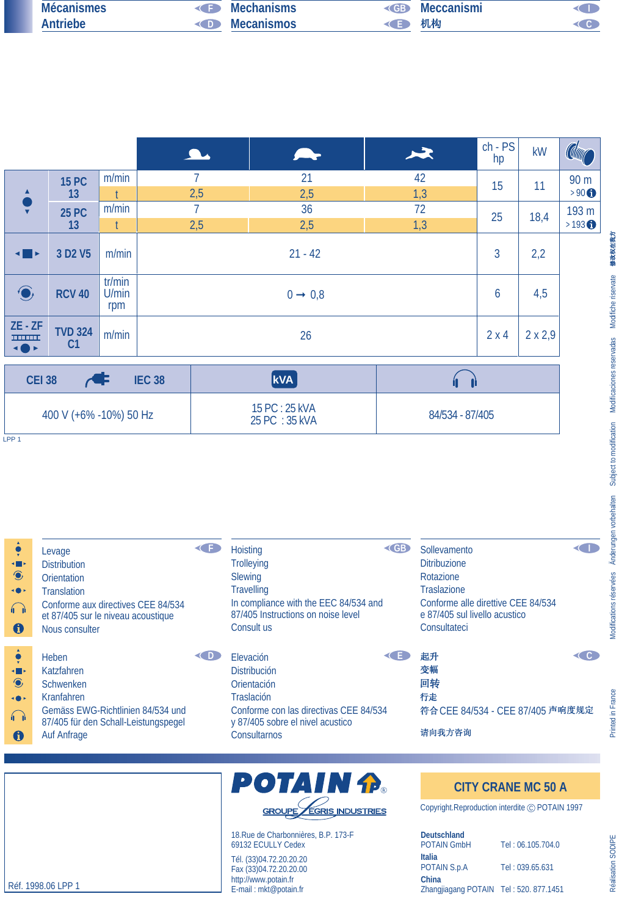Mécanismes (F) · Mechanisms (GB) · Meccanismi (I)
Antriebe (D) · Mecanismos (E) · 机构 (C)

| | | | (slow) | (medium) | (fast) | ch - PS hp | kW | |
|---|---|---|---|---|---|---|---|---|
| Hoisting | 15 PC 13 | m/min | 7 | 21 | 42 | 15 | 11 | 90 m > 90 |
| | | t | 2,5 | 2,5 | 1,3 | | | |
| | 25 PC 13 | m/min | 7 | 36 | 72 | 25 | 18,4 | 193 m > 193 |
| | | t | 2,5 | 2,5 | 1,3 | | | |
| Trolleying | 3 D2 V5 | m/min | 21 - 42 | | | 3 | 2,2 | |
| Slewing | RCV 40 | tr/min U/min rpm | 0 → 0,8 | | | 6 | 4,5 | |
| ZE - ZF Travelling | TVD 324 C1 | m/min | 26 | | | 2 x 4 | 2 x 2,9 | |

| CEI 38 IEC 38 | kVA | |
|---|---|---|
| 400 V (+6% -10%) 50 Hz | 15 PC : 25 kVA<br>25 PC : 35 kVA | 84/534 - 87/405 |

LPP 1

**F**
Levage
Distribution
Orientation
Translation
Conforme aux directives CEE 84/534 et 87/405 sur le niveau acoustique
Nous consulter

**GB**
Hoisting
Trolleying
Slewing
Travelling
In compliance with the EEC 84/534 and 87/405 Instructions on noise level
Consult us

**I**
Sollevamento
Ditribuzione
Rotazione
Traslazione
Conforme alle direttive CEE 84/534 e 87/405 sul livello acustico
Consultateci

**D**
Heben
Katzfahren
Schwenken
Kranfahren
Gemäss EWG-Richtlinien 84/534 und 87/405 für den Schall-Leistungspegel
Auf Anfrage

**E**
Elevación
Distribución
Orientación
Traslación
Conforme con las directivas CEE 84/534 y 87/405 sobre el nivel acustico
Consultarnos

**C**
起升
变幅
回转
行走
符合 CEE 84/534 - CEE 87/405 声响度规定
请向我方咨询

Modifications réservées · Änderungen vorbehalten · Subject to modification · Modificaciones reservadas · Modifiche riservate · 修改权在我方

Printed in France

Réf. 1998.06 LPP 1

**POTAIN**
GROUPE LEGRIS INDUSTRIES

18.Rue de Charbonnières, B.P. 173-F
69132 ECULLY Cedex

Tél. (33)04.72.20.20.20
Fax (33)04.72.20.20.00
http://www.potain.fr
E-mail : mkt@potain.fr

## CITY CRANE MC 50 A

Copyright.Reproduction interdite © POTAIN 1997

**Deutschland**
POTAIN GmbH Tel : 06.105.704.0
**Italia**
POTAIN S.p.A Tel : 039.65.631
**China**
Zhangjiagang POTAIN Tel : 520. 877.1451

Réalisation SODIPE